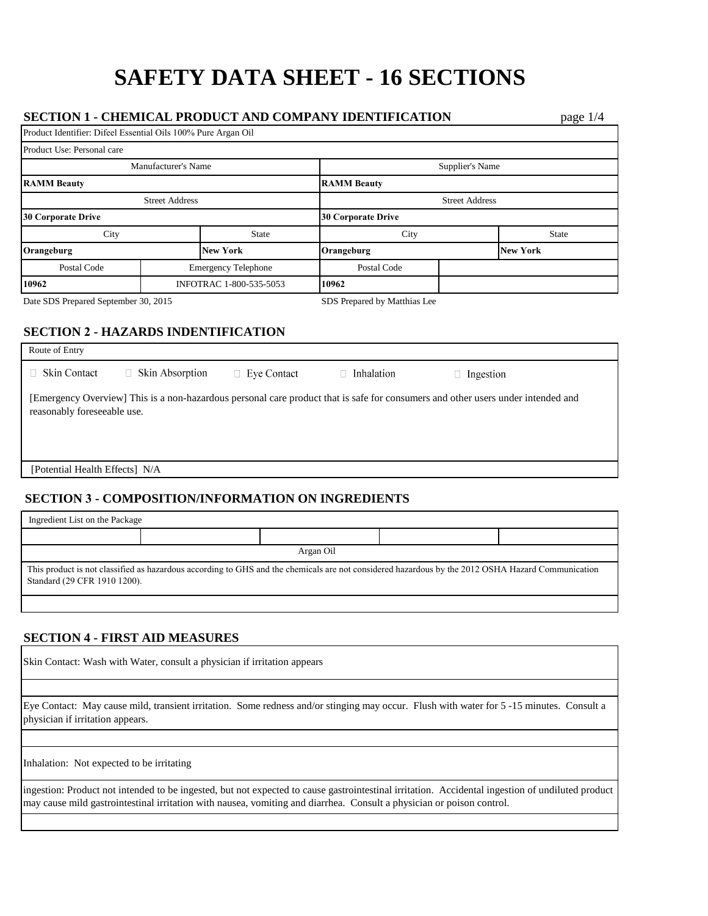# SAFETY DATA SHEET - 16 SECTIONS

## SECTION 1 - CHEMICAL PRODUCT AND COMPANY IDENTIFICATION

| | | | |
|---|---|---|---|
| Product Identifier: Difeel Essential Oils 100% Pure Argan Oil | | | |
| Product Use: Personal care | | | |
| Manufacturer's Name | | Supplier's Name | |
| **RAMM Beauty** | | **RAMM Beauty** | |
| Street Address | | Street Address | |
| **30 Corporate Drive** | | **30 Corporate Drive** | |
| City | State | City | State |
| **Orangeburg** | **New York** | **Orangeburg** | **New York** |
| Postal Code | Emergency Telephone | Postal Code | |
| **10962** | INFOTRAC 1-800-535-5053 | **10962** | |

Date SDS Prepared September 30, 2015

SDS Prepared by Matthias Lee

## SECTION 2 - HAZARDS INDENTIFICATION

Route of Entry

☐ Skin Contact ☐ Skin Absorption ☐ Eye Contact ☐ Inhalation ☐ Ingestion

[Emergency Overview] This is a non-hazardous personal care product that is safe for consumers and other users under intended and reasonably foreseeable use.

[Potential Health Effects] N/A

## SECTION 3 - COMPOSITION/INFORMATION ON INGREDIENTS

Ingredient List on the Package

Argan Oil

This product is not classified as hazardous according to GHS and the chemicals are not considered hazardous by the 2012 OSHA Hazard Communication Standard (29 CFR 1910 1200).

## SECTION 4 - FIRST AID MEASURES

Skin Contact: Wash with Water, consult a physician if irritation appears

Eye Contact: May cause mild, transient irritation. Some redness and/or stinging may occur. Flush with water for 5 -15 minutes. Consult a physician if irritation appears.

Inhalation: Not expected to be irritating

ingestion: Product not intended to be ingested, but not expected to cause gastrointestinal irritation. Accidental ingestion of undiluted product may cause mild gastrointestinal irritation with nausea, vomiting and diarrhea. Consult a physician or poison control.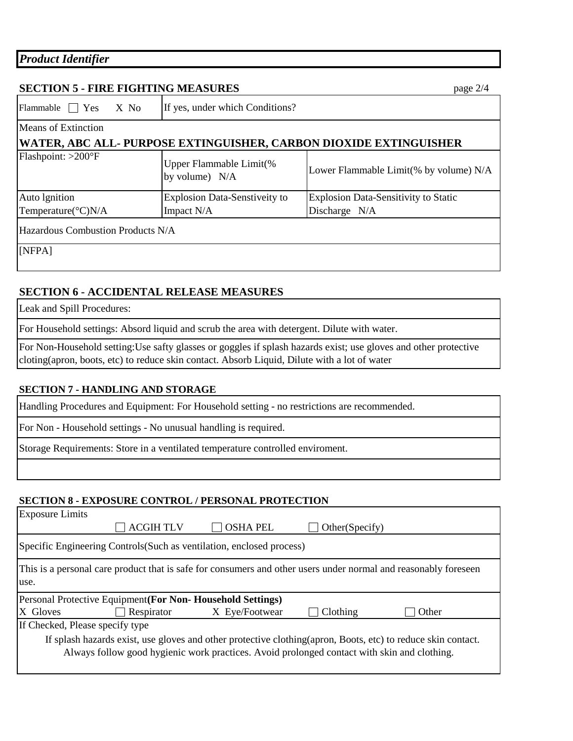*Product Identifier*

## SECTION 5 - FIRE FIGHTING MEASURES

| Flammable ☐ Yes X No | If yes, under which Conditions? | |
|---|---|---|
| Means of Extinction<br>**WATER, ABC ALL- PURPOSE EXTINGUISHER, CARBON DIOXIDE EXTINGUISHER** | | |
| Flashpoint: >200°F | Upper Flammable Limit(% by volume) N/A | Lower Flammable Limit(% by volume) N/A |
| Auto lgnition Temperature(°C)N/A | Explosion Data-Senstiveity to Impact N/A | Explosion Data-Sensitivity to Static Discharge N/A |
| Hazardous Combustion Products N/A | | |
| [NFPA] | | |

## SECTION 6 - ACCIDENTAL RELEASE MEASURES

Leak and Spill Procedures:

For Household settings: Absord liquid and scrub the area with detergent. Dilute with water.

For Non-Household setting:Use safty glasses or goggles if splash hazards exist; use gloves and other protective cloting(apron, boots, etc) to reduce skin contact. Absorb Liquid, Dilute with a lot of water

## SECTION 7 - HANDLING AND STORAGE

Handling Procedures and Equipment: For Household setting - no restrictions are recommended.

For Non - Household settings - No unusual handling is required.

Storage Requirements: Store in a ventilated temperature controlled enviroment.

## SECTION 8 - EXPOSURE CONTROL / PERSONAL PROTECTION

Exposure Limits

☐ ACGIH TLV ☐ OSHA PEL ☐ Other(Specify)

Specific Engineering Controls(Such as ventilation, enclosed process)

This is a personal care product that is safe for consumers and other users under normal and reasonably foreseen use.

Personal Protective Equipment**(For Non- Household Settings)**

X Gloves ☐ Respirator X Eye/Footwear ☐ Clothing ☐ Other

If Checked, Please specify type

If splash hazards exist, use gloves and other protective clothing(apron, Boots, etc) to reduce skin contact. Always follow good hygienic work practices. Avoid prolonged contact with skin and clothing.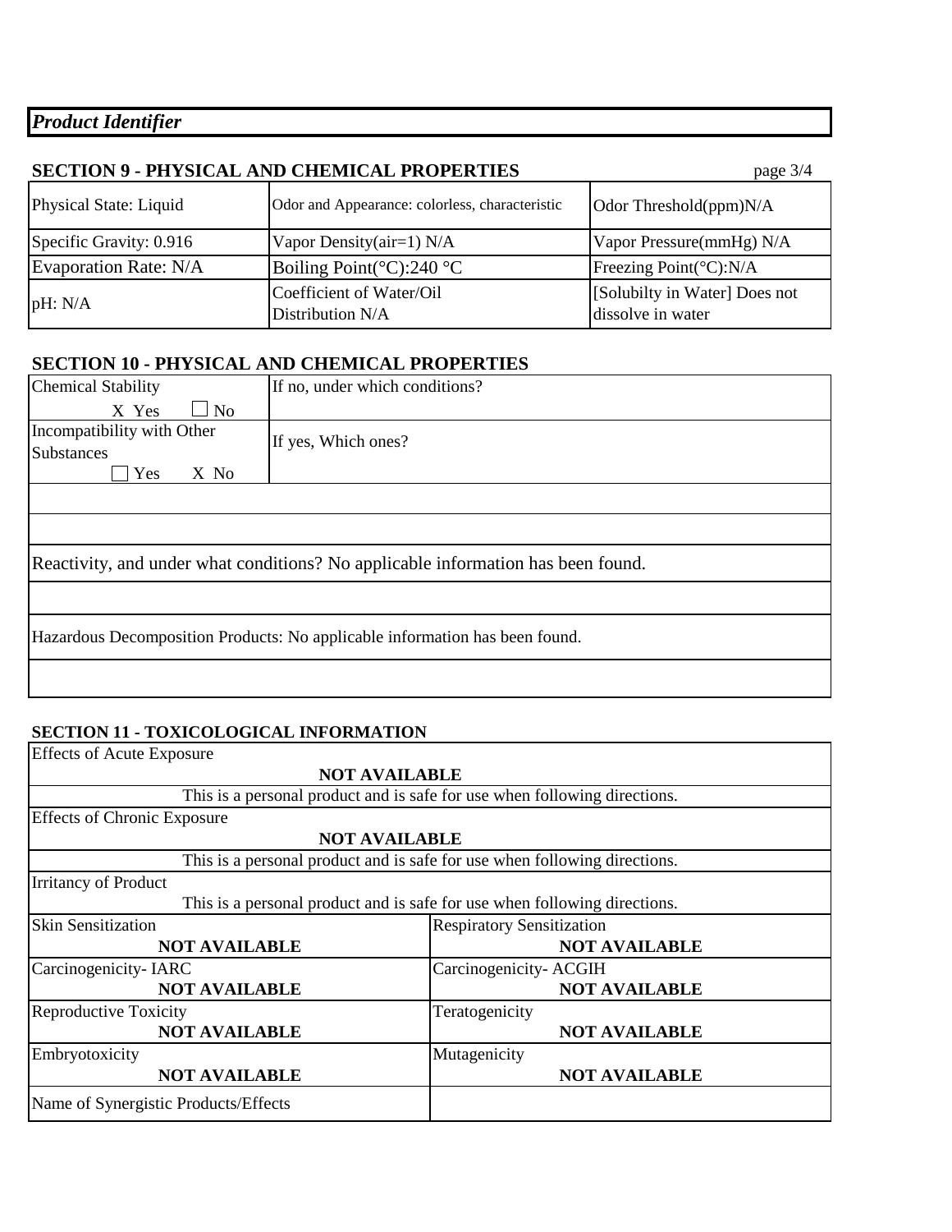***Product Identifier***

## SECTION 9 - PHYSICAL AND CHEMICAL PROPERTIES

| | | |
|---|---|---|
| Physical State: Liquid | Odor and Appearance: colorless, characteristic | Odor Threshold(ppm)N/A |
| Specific Gravity: 0.916 | Vapor Density(air=1) N/A | Vapor Pressure(mmHg) N/A |
| Evaporation Rate: N/A | Boiling Point(°C):240 °C | Freezing Point(°C):N/A |
| pH: N/A | Coefficient of Water/Oil Distribution N/A | [Solubilty in Water] Does not dissolve in water |

## SECTION 10 - PHYSICAL AND CHEMICAL PROPERTIES

| | |
|---|---|
| Chemical Stability<br>X Yes ☐ No | If no, under which conditions? |
| Incompatibility with Other Substances<br>☐ Yes X No | If yes, Which ones? |

Reactivity, and under what conditions? No applicable information has been found.

Hazardous Decomposition Products: No applicable information has been found.

## SECTION 11 - TOXICOLOGICAL INFORMATION

**Effects of Acute Exposure**

**NOT AVAILABLE**

This is a personal product and is safe for use when following directions.

**Effects of Chronic Exposure**

**NOT AVAILABLE**

This is a personal product and is safe for use when following directions.

**Irritancy of Product**

This is a personal product and is safe for use when following directions.

| | |
|---|---|
| Skin Sensitization<br>**NOT AVAILABLE** | Respiratory Sensitization<br>**NOT AVAILABLE** |
| Carcinogenicity- IARC<br>**NOT AVAILABLE** | Carcinogenicity- ACGIH<br>**NOT AVAILABLE** |
| Reproductive Toxicity<br>**NOT AVAILABLE** | Teratogenicity<br>**NOT AVAILABLE** |
| Embryotoxicity<br>**NOT AVAILABLE** | Mutagenicity<br>**NOT AVAILABLE** |
| Name of Synergistic Products/Effects | |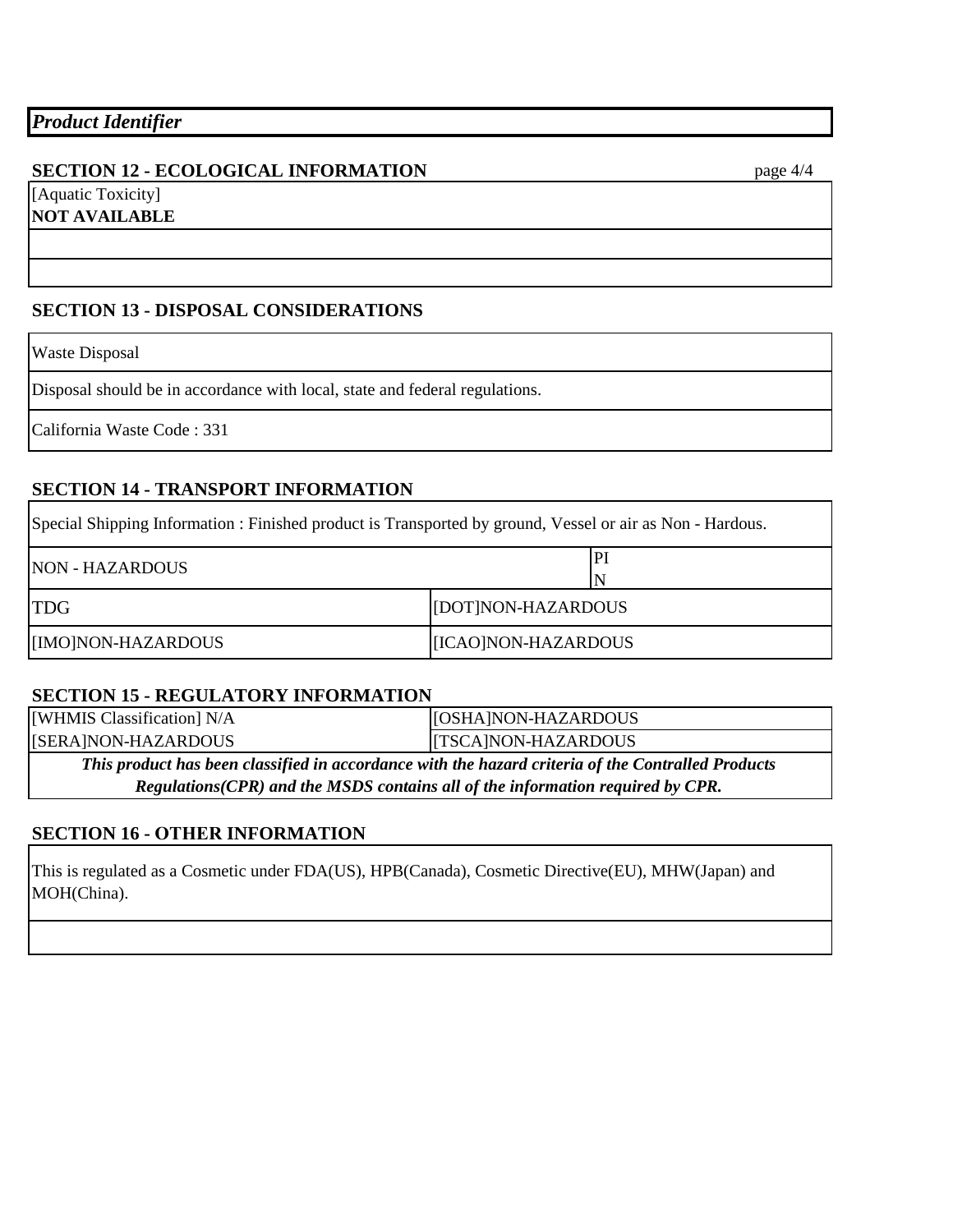*Product Identifier*

## SECTION 12 - ECOLOGICAL INFORMATION

[Aquatic Toxicity]
**NOT AVAILABLE**

## SECTION 13 - DISPOSAL CONSIDERATIONS

Waste Disposal

Disposal should be in accordance with local, state and federal regulations.

California Waste Code : 331

## SECTION 14 - TRANSPORT INFORMATION

Special Shipping Information : Finished product is Transported by ground, Vessel or air as Non - Hardous.

| | |
|---|---|
| NON - HAZARDOUS | PIN |
| TDG | [DOT]NON-HAZARDOUS |
| [IMO]NON-HAZARDOUS | [ICAO]NON-HAZARDOUS |

## SECTION 15 - REGULATORY INFORMATION

| | |
|---|---|
| [WHMIS Classification] N/A | [OSHA]NON-HAZARDOUS |
| [SERA]NON-HAZARDOUS | [TSCA]NON-HAZARDOUS |

***This product has been classified in accordance with the hazard criteria of the Contralled Products Regulations(CPR) and the MSDS contains all of the information required by CPR.***

## SECTION 16 - OTHER INFORMATION

This is regulated as a Cosmetic under FDA(US), HPB(Canada), Cosmetic Directive(EU), MHW(Japan) and MOH(China).